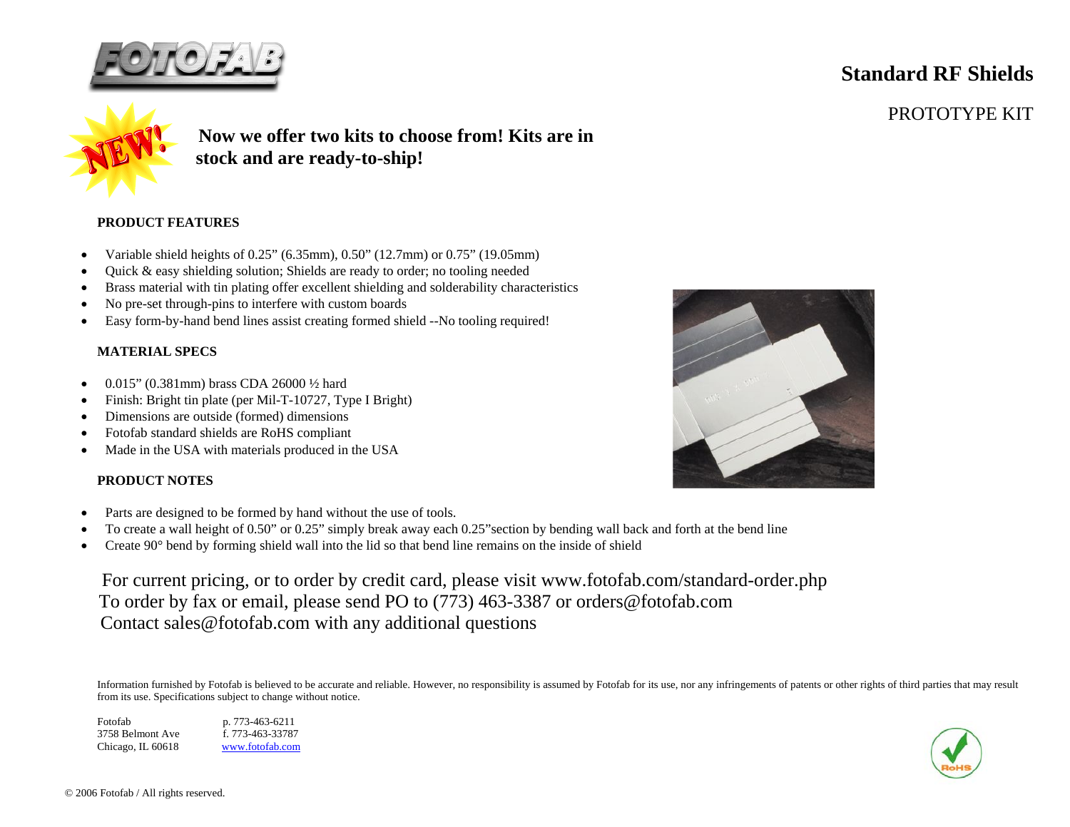# Standard RF Shields

PROTOTYPE KIT

**Now we offer two kits to choose from! Kits are in stock and are ready-to-ship!**

### PRODUCT FEATURES

- Variable shield heights of 0.25” (6.35mm), 0.50” (12.7mm) or 0.75” (19.05mm)
- Quick & easy shielding solution; Shields are ready to order; no tooling needed
- Brass material with tin plating offer excellent shielding and solderability characteristics
- No pre-set through-pins to interfere with custom boards
- Easy form-by-hand bend lines assist creating formed shield --No tooling required!

### MATERIAL SPECS

- 0.015” (0.381mm) brass CDA 26000 ½ hard
- Finish: Bright tin plate (per Mil-T-10727, Type I Bright)
- Dimensions are outside (formed) dimensions
- Fotofab standard shields are RoHS compliant
- Made in the USA with materials produced in the USA

### PRODUCT NOTES

- Parts are designed to be formed by hand without the use of tools.
- To create a wall height of 0.50” or 0.25” simply break away each 0.25”section by bending wall back and forth at the bend line
- Create 90° bend by forming shield wall into the lid so that bend line remains on the inside of shield

For current pricing, or to order by credit card, please visit www.fotofab.com/standard-order.php
To order by fax or email, please send PO to (773) 463-3387 or orders@fotofab.com
Contact sales@fotofab.com with any additional questions

Information furnished by Fotofab is believed to be accurate and reliable. However, no responsibility is assumed by Fotofab for its use, nor any infringements of patents or other rights of third parties that may result from its use. Specifications subject to change without notice.

Fotofab
3758 Belmont Ave
Chicago, IL 60618

p. 773-463-6211
f. 773-463-33787
www.fotofab.com

© 2006 Fotofab / All rights reserved.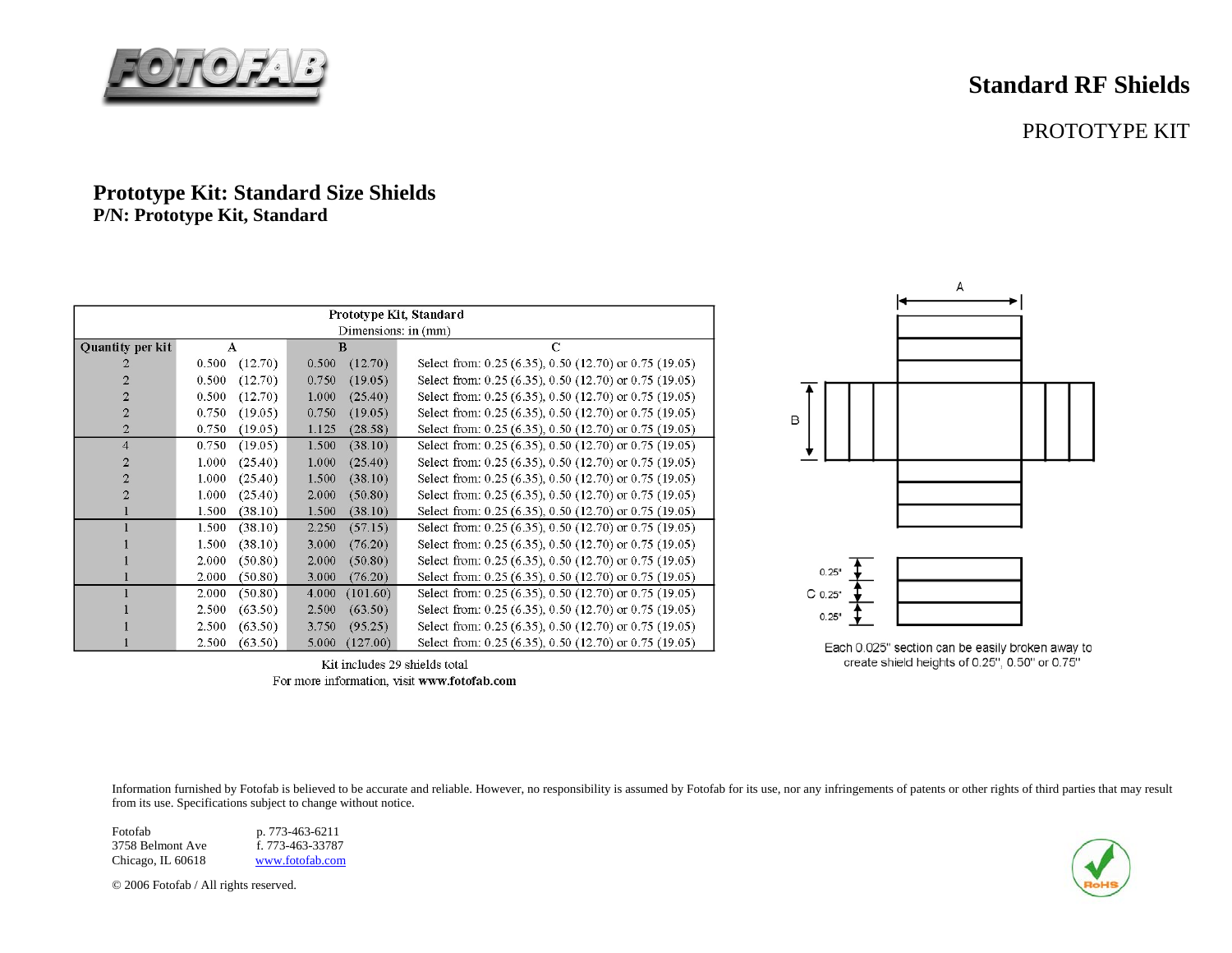# Standard RF Shields

PROTOTYPE KIT

## Prototype Kit: Standard Size Shields

**P/N: Prototype Kit, Standard**

| Prototype Kit, Standard | | | |
|---|---|---|---|
| Dimensions: in (mm) | | | |
| **Quantity per kit** | **A** | **B** | **C** |
| 2 | 0.500 (12.70) | 0.500 (12.70) | Select from: 0.25 (6.35), 0.50 (12.70) or 0.75 (19.05) |
| 2 | 0.500 (12.70) | 0.750 (19.05) | Select from: 0.25 (6.35), 0.50 (12.70) or 0.75 (19.05) |
| 2 | 0.500 (12.70) | 1.000 (25.40) | Select from: 0.25 (6.35), 0.50 (12.70) or 0.75 (19.05) |
| 2 | 0.750 (19.05) | 0.750 (19.05) | Select from: 0.25 (6.35), 0.50 (12.70) or 0.75 (19.05) |
| 2 | 0.750 (19.05) | 1.125 (28.58) | Select from: 0.25 (6.35), 0.50 (12.70) or 0.75 (19.05) |
| 4 | 0.750 (19.05) | 1.500 (38.10) | Select from: 0.25 (6.35), 0.50 (12.70) or 0.75 (19.05) |
| 2 | 1.000 (25.40) | 1.000 (25.40) | Select from: 0.25 (6.35), 0.50 (12.70) or 0.75 (19.05) |
| 2 | 1.000 (25.40) | 1.500 (38.10) | Select from: 0.25 (6.35), 0.50 (12.70) or 0.75 (19.05) |
| 2 | 1.000 (25.40) | 2.000 (50.80) | Select from: 0.25 (6.35), 0.50 (12.70) or 0.75 (19.05) |
| 1 | 1.500 (38.10) | 1.500 (38.10) | Select from: 0.25 (6.35), 0.50 (12.70) or 0.75 (19.05) |
| 1 | 1.500 (38.10) | 2.250 (57.15) | Select from: 0.25 (6.35), 0.50 (12.70) or 0.75 (19.05) |
| 1 | 1.500 (38.10) | 3.000 (76.20) | Select from: 0.25 (6.35), 0.50 (12.70) or 0.75 (19.05) |
| 1 | 2.000 (50.80) | 2.000 (50.80) | Select from: 0.25 (6.35), 0.50 (12.70) or 0.75 (19.05) |
| 1 | 2.000 (50.80) | 3.000 (76.20) | Select from: 0.25 (6.35), 0.50 (12.70) or 0.75 (19.05) |
| 1 | 2.000 (50.80) | 4.000 (101.60) | Select from: 0.25 (6.35), 0.50 (12.70) or 0.75 (19.05) |
| 1 | 2.500 (63.50) | 2.500 (63.50) | Select from: 0.25 (6.35), 0.50 (12.70) or 0.75 (19.05) |
| 1 | 2.500 (63.50) | 3.750 (95.25) | Select from: 0.25 (6.35), 0.50 (12.70) or 0.75 (19.05) |
| 1 | 2.500 (63.50) | 5.000 (127.00) | Select from: 0.25 (6.35), 0.50 (12.70) or 0.75 (19.05) |

Kit includes 29 shields total

For more information, visit **www.fotofab.com**

A

B

0.25"

C 0.25"

0.25"

Each 0.025" section can be easily broken away to create shield heights of 0.25", 0.50" or 0.75"

Information furnished by Fotofab is believed to be accurate and reliable. However, no responsibility is assumed by Fotofab for its use, nor any infringements of patents or other rights of third parties that may result from its use. Specifications subject to change without notice.

Fotofab
3758 Belmont Ave
Chicago, IL 60618

p. 773-463-6211
f. 773-463-33787
www.fotofab.com

© 2006 Fotofab / All rights reserved.

RoHS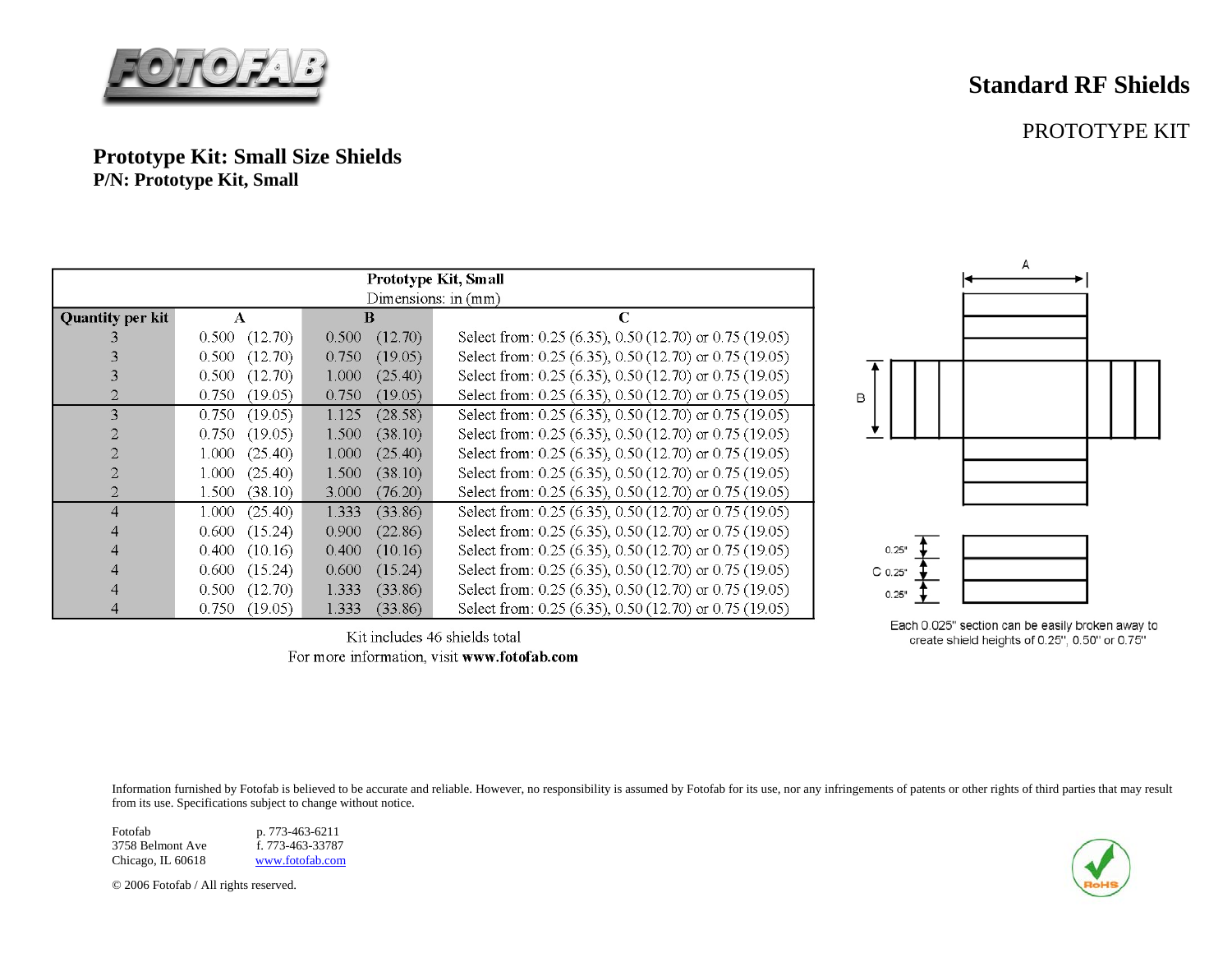# Standard RF Shields

PROTOTYPE KIT

## Prototype Kit: Small Size Shields

**P/N: Prototype Kit, Small**

| Prototype Kit, Small<br>Dimensions: in (mm) | | | |
|---|---|---|---|
| **Quantity per kit** | **A** | **B** | **C** |
| 3 | 0.500 (12.70) | 0.500 (12.70) | Select from: 0.25 (6.35), 0.50 (12.70) or 0.75 (19.05) |
| 3 | 0.500 (12.70) | 0.750 (19.05) | Select from: 0.25 (6.35), 0.50 (12.70) or 0.75 (19.05) |
| 3 | 0.500 (12.70) | 1.000 (25.40) | Select from: 0.25 (6.35), 0.50 (12.70) or 0.75 (19.05) |
| 2 | 0.750 (19.05) | 0.750 (19.05) | Select from: 0.25 (6.35), 0.50 (12.70) or 0.75 (19.05) |
| 3 | 0.750 (19.05) | 1.125 (28.58) | Select from: 0.25 (6.35), 0.50 (12.70) or 0.75 (19.05) |
| 2 | 0.750 (19.05) | 1.500 (38.10) | Select from: 0.25 (6.35), 0.50 (12.70) or 0.75 (19.05) |
| 2 | 1.000 (25.40) | 1.000 (25.40) | Select from: 0.25 (6.35), 0.50 (12.70) or 0.75 (19.05) |
| 2 | 1.000 (25.40) | 1.500 (38.10) | Select from: 0.25 (6.35), 0.50 (12.70) or 0.75 (19.05) |
| 2 | 1.500 (38.10) | 3.000 (76.20) | Select from: 0.25 (6.35), 0.50 (12.70) or 0.75 (19.05) |
| 4 | 1.000 (25.40) | 1.333 (33.86) | Select from: 0.25 (6.35), 0.50 (12.70) or 0.75 (19.05) |
| 4 | 0.600 (15.24) | 0.900 (22.86) | Select from: 0.25 (6.35), 0.50 (12.70) or 0.75 (19.05) |
| 4 | 0.400 (10.16) | 0.400 (10.16) | Select from: 0.25 (6.35), 0.50 (12.70) or 0.75 (19.05) |
| 4 | 0.600 (15.24) | 0.600 (15.24) | Select from: 0.25 (6.35), 0.50 (12.70) or 0.75 (19.05) |
| 4 | 0.500 (12.70) | 1.333 (33.86) | Select from: 0.25 (6.35), 0.50 (12.70) or 0.75 (19.05) |
| 4 | 0.750 (19.05) | 1.333 (33.86) | Select from: 0.25 (6.35), 0.50 (12.70) or 0.75 (19.05) |

Kit includes 46 shields total

For more information, visit **www.fotofab.com**

A

B

0.25"

C 0.25"

0.25"

Each 0.025" section can be easily broken away to create shield heights of 0.25", 0.50" or 0.75"

Information furnished by Fotofab is believed to be accurate and reliable. However, no responsibility is assumed by Fotofab for its use, nor any infringements of patents or other rights of third parties that may result from its use. Specifications subject to change without notice.

Fotofab
3758 Belmont Ave
Chicago, IL 60618

p. 773-463-6211
f. 773-463-33787
www.fotofab.com

© 2006 Fotofab / All rights reserved.